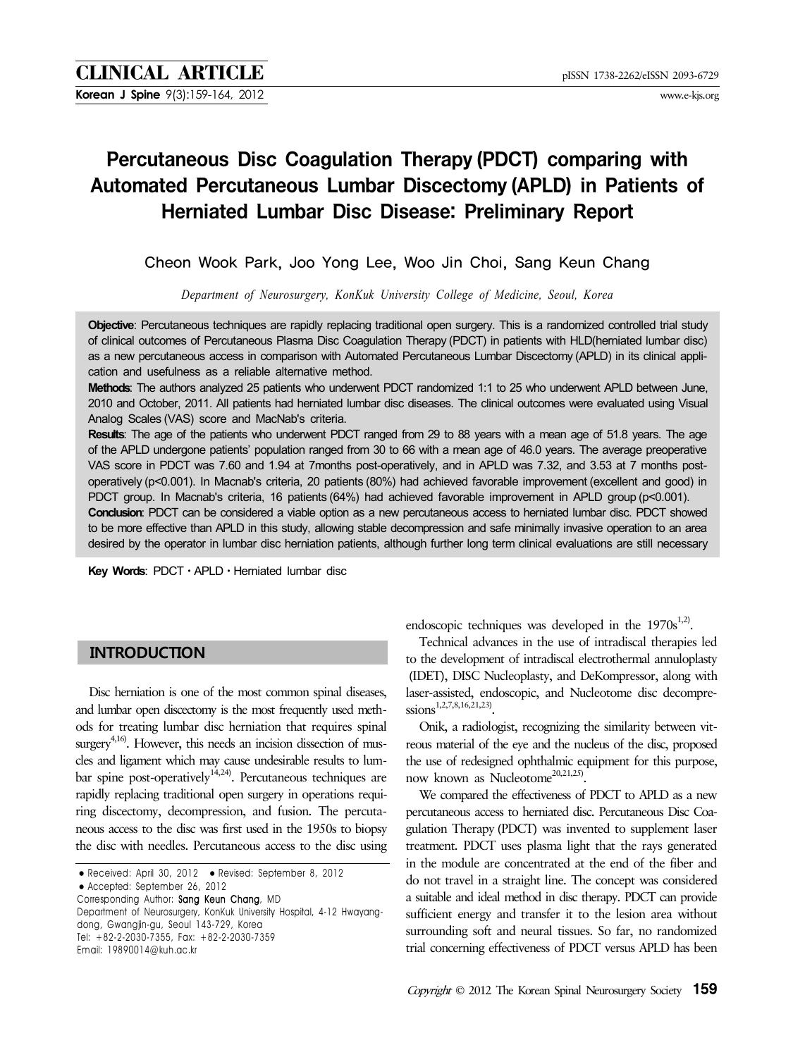CLINICAL ARTICLE

# Percutaneous Disc Coagulation Therapy (PDCT) comparing with Automated Percutaneous Lumbar Discectomy (APLD) in Patients of Herniated Lumbar Disc Disease: Preliminary Report

Cheon Wook Park, Joo Yong Lee, Woo Jin Choi, Sang Keun Chang

*Department of Neurosurgery, KonKuk University College of Medicine, Seoul, Korea*

**Objective**: Percutaneous techniques are rapidly replacing traditional open surgery. This is a randomized controlled trial study of clinical outcomes of Percutaneous Plasma Disc Coagulation Therapy (PDCT) in patients with HLD(herniated lumbar disc) as a new percutaneous access in comparison with Automated Percutaneous Lumbar Discectomy (APLD) in its clinical application and usefulness as a reliable alternative method.

**Methods**: The authors analyzed 25 patients who underwent PDCT randomized 1:1 to 25 who underwent APLD between June, 2010 and October, 2011. All patients had herniated lumbar disc diseases. The clinical outcomes were evaluated using Visual Analog Scales (VAS) score and MacNab's criteria.

**Results**: The age of the patients who underwent PDCT ranged from 29 to 88 years with a mean age of 51.8 years. The age of the APLD undergone patients' population ranged from 30 to 66 with a mean age of 46.0 years. The average preoperative VAS score in PDCT was 7.60 and 1.94 at 7months post-operatively, and in APLD was 7.32, and 3.53 at 7 months post-operatively ($p<0.001$). In Macnab's criteria, 20 patients (80%) had achieved favorable improvement (excellent and good) in PDCT group. In Macnab's criteria, 16 patients (64%) had achieved favorable improvement in APLD group ($p<0.001$).

**Conclusion**: PDCT can be considered a viable option as a new percutaneous access to herniated lumbar disc. PDCT showed to be more effective than APLD in this study, allowing stable decompression and safe minimally invasive operation to an area desired by the operator in lumbar disc herniation patients, although further long term clinical evaluations are still necessary

**Key Words**: PDCT · APLD · Herniated lumbar disc

## INTRODUCTION

Disc herniation is one of the most common spinal diseases, and lumbar open discectomy is the most frequently used methods for treating lumbar disc herniation that requires spinal surgery[4,16]. However, this needs an incision dissection of muscles and ligament which may cause undesirable results to lumbar spine post-operatively[14,24]. Percutaneous techniques are rapidly replacing traditional open surgery in operations requiring discectomy, decompression, and fusion. The percutaneous access to the disc was first used in the 1950s to biopsy the disc with needles. Percutaneous access to the disc using endoscopic techniques was developed in the 1970s[1,2].

Technical advances in the use of intradiscal therapies led to the development of intradiscal electrothermal annuloplasty (IDET), DISC Nucleoplasty, and DeKompressor, along with laser-assisted, endoscopic, and Nucleotome disc decompressions[1,2,7,8,16,21,23].

Onik, a radiologist, recognizing the similarity between vitreous material of the eye and the nucleus of the disc, proposed the use of redesigned ophthalmic equipment for this purpose, now known as Nucleotome[20,21,25].

We compared the effectiveness of PDCT to APLD as a new percutaneous access to herniated disc. Percutaneous Disc Coagulation Therapy (PDCT) was invented to supplement laser treatment. PDCT uses plasma light that the rays generated in the module are concentrated at the end of the fiber and do not travel in a straight line. The concept was considered a suitable and ideal method in disc therapy. PDCT can provide sufficient energy and transfer it to the lesion area without surrounding soft and neural tissues. So far, no randomized trial concerning effectiveness of PDCT versus APLD has been

• Received: April 30, 2012 • Revised: September 8, 2012
• Accepted: September 26, 2012
Corresponding Author: Sang Keun Chang, MD
Department of Neurosurgery, KonKuk University Hospital, 4-12 Hwayang-dong, Gwangjin-gu, Seoul 143-729, Korea
Tel: +82-2-2030-7355, Fax: +82-2-2030-7359
Email: 19890014@kuh.ac.kr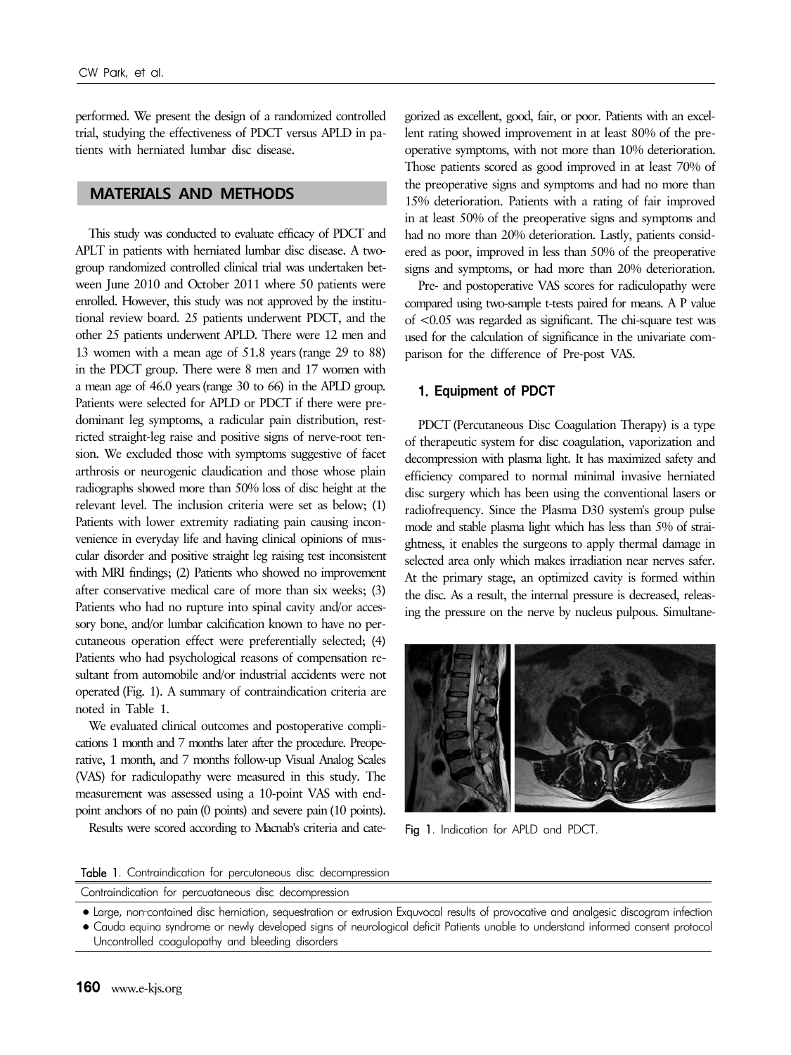performed. We present the design of a randomized controlled trial, studying the effectiveness of PDCT versus APLD in patients with herniated lumbar disc disease.

## MATERIALS AND METHODS

This study was conducted to evaluate efficacy of PDCT and APLT in patients with herniated lumbar disc disease. A two-group randomized controlled clinical trial was undertaken between June 2010 and October 2011 where 50 patients were enrolled. However, this study was not approved by the institutional review board. 25 patients underwent PDCT, and the other 25 patients underwent APLD. There were 12 men and 13 women with a mean age of 51.8 years (range 29 to 88) in the PDCT group. There were 8 men and 17 women with a mean age of 46.0 years (range 30 to 66) in the APLD group. Patients were selected for APLD or PDCT if there were predominant leg symptoms, a radicular pain distribution, restricted straight-leg raise and positive signs of nerve-root tension. We excluded those with symptoms suggestive of facet arthrosis or neurogenic claudication and those whose plain radiographs showed more than 50% loss of disc height at the relevant level. The inclusion criteria were set as below; (1) Patients with lower extremity radiating pain causing inconvenience in everyday life and having clinical opinions of muscular disorder and positive straight leg raising test inconsistent with MRI findings; (2) Patients who showed no improvement after conservative medical care of more than six weeks; (3) Patients who had no rupture into spinal cavity and/or accessory bone, and/or lumbar calcification known to have no percutaneous operation effect were preferentially selected; (4) Patients who had psychological reasons of compensation resultant from automobile and/or industrial accidents were not operated (Fig. 1). A summary of contraindication criteria are noted in Table 1.

We evaluated clinical outcomes and postoperative complications 1 month and 7 months later after the procedure. Preoperative, 1 month, and 7 months follow-up Visual Analog Scales (VAS) for radiculopathy were measured in this study. The measurement was assessed using a 10-point VAS with end-point anchors of no pain (0 points) and severe pain (10 points).

Results were scored according to Macnab's criteria and categorized as excellent, good, fair, or poor. Patients with an excellent rating showed improvement in at least 80% of the preoperative symptoms, with not more than 10% deterioration. Those patients scored as good improved in at least 70% of the preoperative signs and symptoms and had no more than 15% deterioration. Patients with a rating of fair improved in at least 50% of the preoperative signs and symptoms and had no more than 20% deterioration. Lastly, patients considered as poor, improved in less than 50% of the preoperative signs and symptoms, or had more than 20% deterioration.

Pre- and postoperative VAS scores for radiculopathy were compared using two-sample t-tests paired for means. A P value of <0.05 was regarded as significant. The chi-square test was used for the calculation of significance in the univariate comparison for the difference of Pre-post VAS.

### 1. Equipment of PDCT

PDCT (Percutaneous Disc Coagulation Therapy) is a type of therapeutic system for disc coagulation, vaporization and decompression with plasma light. It has maximized safety and efficiency compared to normal minimal invasive herniated disc surgery which has been using the conventional lasers or radiofrequency. Since the Plasma D30 system's group pulse mode and stable plasma light which has less than 5% of straightness, it enables the surgeons to apply thermal damage in selected area only which makes irradiation near nerves safer. At the primary stage, an optimized cavity is formed within the disc. As a result, the internal pressure is decreased, releasing the pressure on the nerve by nucleus pulpous. Simultane-

Fig 1. Indication for APLD and PDCT.

Table 1. Contraindication for percutaneous disc decompression

| Contraindication for percuataneous disc decompression |
|---|
| • Large, non-contained disc herniation, sequestration or extrusion Exquvocal results of provocative and analgesic discogram infection |
| • Cauda equina syndrome or newly developed signs of neurological deficit Patients unable to understand informed consent protocol Uncontrolled coagulopathy and bleeding disorders |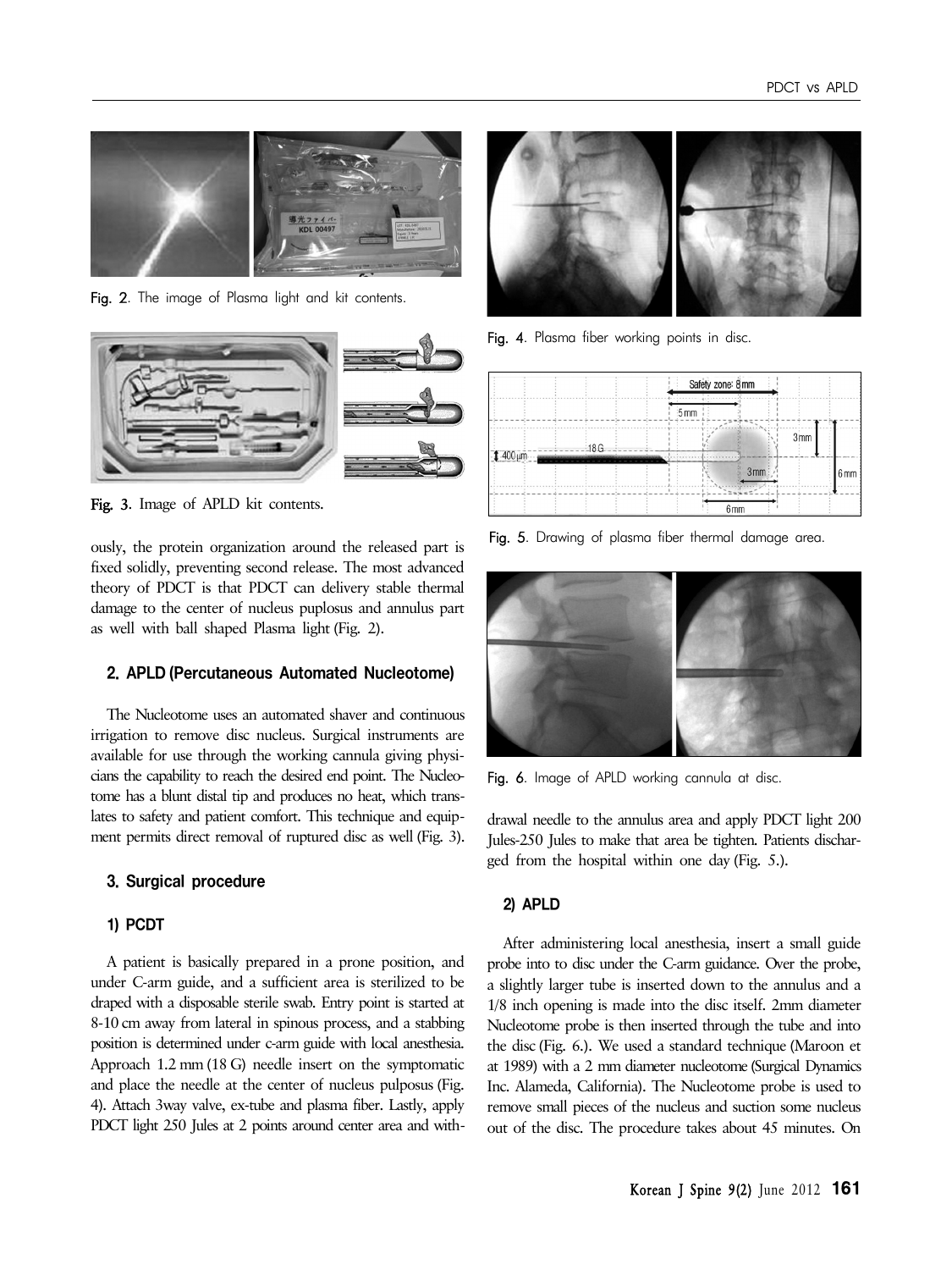Fig. 2. The image of Plasma light and kit contents.

Fig. 3. Image of APLD kit contents.

ously, the protein organization around the released part is fixed solidly, preventing second release. The most advanced theory of PDCT is that PDCT can delivery stable thermal damage to the center of nucleus puplosus and annulus part as well with ball shaped Plasma light (Fig. 2).

### 2. APLD (Percutaneous Automated Nucleotome)

The Nucleotome uses an automated shaver and continuous irrigation to remove disc nucleus. Surgical instruments are available for use through the working cannula giving physicians the capability to reach the desired end point. The Nucleotome has a blunt distal tip and produces no heat, which translates to safety and patient comfort. This technique and equipment permits direct removal of ruptured disc as well (Fig. 3).

### 3. Surgical procedure

#### 1) PCDT

A patient is basically prepared in a prone position, and under C-arm guide, and a sufficient area is sterilized to be draped with a disposable sterile swab. Entry point is started at 8-10 cm away from lateral in spinous process, and a stabbing position is determined under c-arm guide with local anesthesia. Approach 1.2 mm (18 G) needle insert on the symptomatic and place the needle at the center of nucleus pulposus (Fig. 4). Attach 3way valve, ex-tube and plasma fiber. Lastly, apply PDCT light 250 Jules at 2 points around center area and withdrawal needle to the annulus area and apply PDCT light 200 Jules-250 Jules to make that area be tighten. Patients discharged from the hospital within one day (Fig. 5.).

Fig. 4. Plasma fiber working points in disc.

Fig. 5. Drawing of plasma fiber thermal damage area.

Fig. 6. Image of APLD working cannula at disc.

#### 2) APLD

After administering local anesthesia, insert a small guide probe into to disc under the C-arm guidance. Over the probe, a slightly larger tube is inserted down to the annulus and a 1/8 inch opening is made into the disc itself. 2mm diameter Nucleotome probe is then inserted through the tube and into the disc (Fig. 6.). We used a standard technique (Maroon et at 1989) with a 2 mm diameter nucleotome (Surgical Dynamics Inc. Alameda, California). The Nucleotome probe is used to remove small pieces of the nucleus and suction some nucleus out of the disc. The procedure takes about 45 minutes. On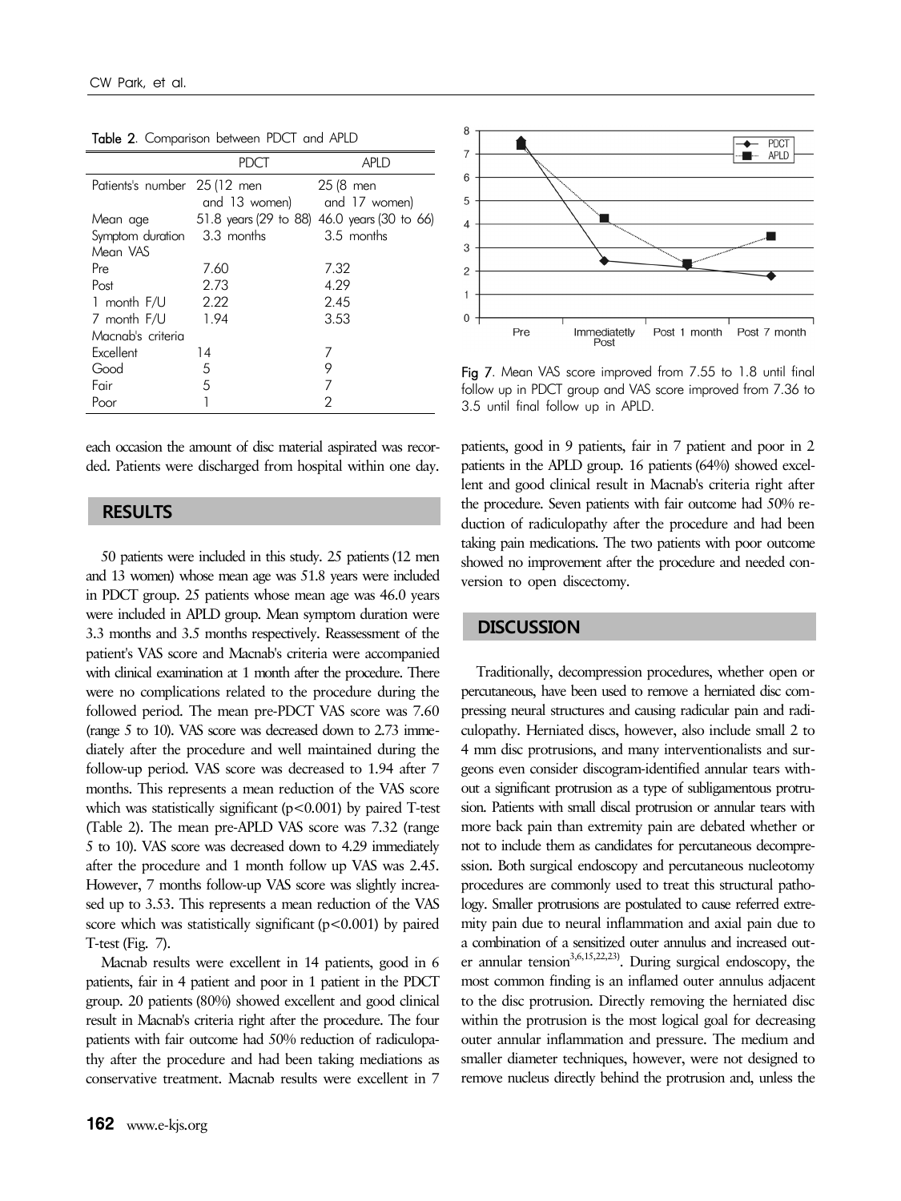**Table 2.** Comparison between PDCT and APLD

| | PDCT | APLD |
|---|---|---|
| Patients's number | 25 (12 men and 13 women) | 25 (8 men and 17 women) |
| Mean age | 51.8 years (29 to 88) | 46.0 years (30 to 66) |
| Symptom duration | 3.3 months | 3.5 months |
| Mean VAS | | |
| Pre | 7.60 | 7.32 |
| Post | 2.73 | 4.29 |
| 1 month F/U | 2.22 | 2.45 |
| 7 month F/U | 1.94 | 3.53 |
| Macnab's criteria | | |
| Excellent | 14 | 7 |
| Good | 5 | 9 |
| Fair | 5 | 7 |
| Poor | 1 | 2 |

each occasion the amount of disc material aspirated was recorded. Patients were discharged from hospital within one day.

## RESULTS

50 patients were included in this study. 25 patients (12 men and 13 women) whose mean age was 51.8 years were included in PDCT group. 25 patients whose mean age was 46.0 years were included in APLD group. Mean symptom duration were 3.3 months and 3.5 months respectively. Reassessment of the patient's VAS score and Macnab's criteria were accompanied with clinical examination at 1 month after the procedure. There were no complications related to the procedure during the followed period. The mean pre-PDCT VAS score was 7.60 (range 5 to 10). VAS score was decreased down to 2.73 immediately after the procedure and well maintained during the follow-up period. VAS score was decreased to 1.94 after 7 months. This represents a mean reduction of the VAS score which was statistically significant ($p<0.001$) by paired T-test (Table 2). The mean pre-APLD VAS score was 7.32 (range 5 to 10). VAS score was decreased down to 4.29 immediately after the procedure and 1 month follow up VAS was 2.45. However, 7 months follow-up VAS score was slightly increased up to 3.53. This represents a mean reduction of the VAS score which was statistically significant ($p<0.001$) by paired T-test (Fig. 7).

Macnab results were excellent in 14 patients, good in 6 patients, fair in 4 patient and poor in 1 patient in the PDCT group. 20 patients (80%) showed excellent and good clinical result in Macnab's criteria right after the procedure. The four patients with fair outcome had 50% reduction of radiculopathy after the procedure and had been taking mediations as conservative treatment. Macnab results were excellent in 7 patients, good in 9 patients, fair in 7 patient and poor in 2 patients in the APLD group. 16 patients (64%) showed excellent and good clinical result in Macnab's criteria right after the procedure. Seven patients with fair outcome had 50% reduction of radiculopathy after the procedure and had been taking pain medications. The two patients with poor outcome showed no improvement after the procedure and needed conversion to open discectomy.

**Fig 7.** Mean VAS score improved from 7.55 to 1.8 until final follow up in PDCT group and VAS score improved from 7.36 to 3.5 until final follow up in APLD.

## DISCUSSION

Traditionally, decompression procedures, whether open or percutaneous, have been used to remove a herniated disc compressing neural structures and causing radicular pain and radiculopathy. Herniated discs, however, also include small 2 to 4 mm disc protrusions, and many interventionalists and surgeons even consider discogram-identified annular tears without a significant protrusion as a type of subligamentous protrusion. Patients with small discal protrusion or annular tears with more back pain than extremity pain are debated whether or not to include them as candidates for percutaneous decompression. Both surgical endoscopy and percutaneous nucleotomy procedures are commonly used to treat this structural pathology. Smaller protrusions are postulated to cause referred extremity pain due to neural inflammation and axial pain due to a combination of a sensitized outer annulus and increased outer annular tension[3,6,15,22,23]. During surgical endoscopy, the most common finding is an inflamed outer annulus adjacent to the disc protrusion. Directly removing the herniated disc within the protrusion is the most logical goal for decreasing outer annular inflammation and pressure. The medium and smaller diameter techniques, however, were not designed to remove nucleus directly behind the protrusion and, unless the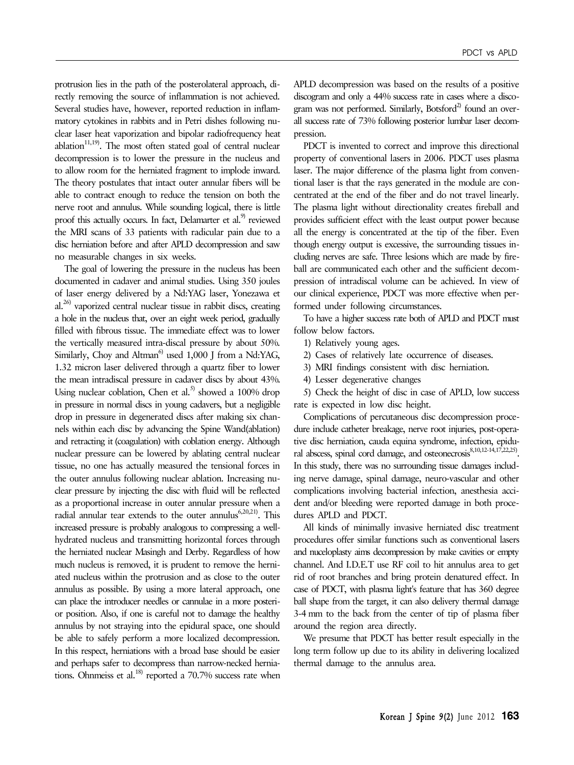protrusion lies in the path of the posterolateral approach, directly removing the source of inflammation is not achieved. Several studies have, however, reported reduction in inflammatory cytokines in rabbits and in Petri dishes following nuclear laser heat vaporization and bipolar radiofrequency heat ablation[11,19]. The most often stated goal of central nuclear decompression is to lower the pressure in the nucleus and to allow room for the herniated fragment to implode inward. The theory postulates that intact outer annular fibers will be able to contract enough to reduce the tension on both the nerve root and annulus. While sounding logical, there is little proof this actually occurs. In fact, Delamarter et al.[9] reviewed the MRI scans of 33 patients with radicular pain due to a disc herniation before and after APLD decompression and saw no measurable changes in six weeks.

The goal of lowering the pressure in the nucleus has been documented in cadaver and animal studies. Using 350 joules of laser energy delivered by a Nd:YAG laser, Yonezawa et al.[26] vaporized central nuclear tissue in rabbit discs, creating a hole in the nucleus that, over an eight week period, gradually filled with fibrous tissue. The immediate effect was to lower the vertically measured intra-discal pressure by about 50%. Similarly, Choy and Altman[6] used 1,000 J from a Nd:YAG, 1.32 micron laser delivered through a quartz fiber to lower the mean intradiscal pressure in cadaver discs by about 43%. Using nuclear coblation, Chen et al.[5] showed a 100% drop in pressure in normal discs in young cadavers, but a negligible drop in pressure in degenerated discs after making six channels within each disc by advancing the Spine Wand(ablation) and retracting it (coagulation) with coblation energy. Although nuclear pressure can be lowered by ablating central nuclear tissue, no one has actually measured the tensional forces in the outer annulus following nuclear ablation. Increasing nuclear pressure by injecting the disc with fluid will be reflected as a proportional increase in outer annular pressure when a radial annular tear extends to the outer annulus[6,20,21]. This increased pressure is probably analogous to compressing a well-hydrated nucleus and transmitting horizontal forces through the herniated nuclear Masingh and Derby. Regardless of how much nucleus is removed, it is prudent to remove the herniated nucleus within the protrusion and as close to the outer annulus as possible. By using a more lateral approach, one can place the introducer needles or cannulae in a more posterior position. Also, if one is careful not to damage the healthy annulus by not straying into the epidural space, one should be able to safely perform a more localized decompression. In this respect, herniations with a broad base should be easier and perhaps safer to decompress than narrow-necked herniations. Ohnmeiss et al.[18] reported a 70.7% success rate when APLD decompression was based on the results of a positive discogram and only a 44% success rate in cases where a discogram was not performed. Similarly, Botsford[2] found an overall success rate of 73% following posterior lumbar laser decompression.

PDCT is invented to correct and improve this directional property of conventional lasers in 2006. PDCT uses plasma laser. The major difference of the plasma light from conventional laser is that the rays generated in the module are concentrated at the end of the fiber and do not travel linearly. The plasma light without directionality creates fireball and provides sufficient effect with the least output power because all the energy is concentrated at the tip of the fiber. Even though energy output is excessive, the surrounding tissues including nerves are safe. Three lesions which are made by fireball are communicated each other and the sufficient decompression of intradiscal volume can be achieved. In view of our clinical experience, PDCT was more effective when performed under following circumstances.

To have a higher success rate both of APLD and PDCT must follow below factors.

1) Relatively young ages.
2) Cases of relatively late occurrence of diseases.
3) MRI findings consistent with disc herniation.
4) Lesser degenerative changes
5) Check the height of disc in case of APLD, low success rate is expected in low disc height.

Complications of percutaneous disc decompression procedure include catheter breakage, nerve root injuries, post-operative disc herniation, cauda equina syndrome, infection, epidural abscess, spinal cord damage, and osteonecrosis[8,10,12-14,17,22,25]. In this study, there was no surrounding tissue damages including nerve damage, spinal damage, neuro-vascular and other complications involving bacterial infection, anesthesia accident and/or bleeding were reported damage in both procedures APLD and PDCT.

All kinds of minimally invasive herniated disc treatment procedures offer similar functions such as conventional lasers and nuceloplasty aims decompression by make cavities or empty channel. And I.D.E.T use RF coil to hit annulus area to get rid of root branches and bring protein denatured effect. In case of PDCT, with plasma light's feature that has 360 degree ball shape from the target, it can also delivery thermal damage 3-4 mm to the back from the center of tip of plasma fiber around the region area directly.

We presume that PDCT has better result especially in the long term follow up due to its ability in delivering localized thermal damage to the annulus area.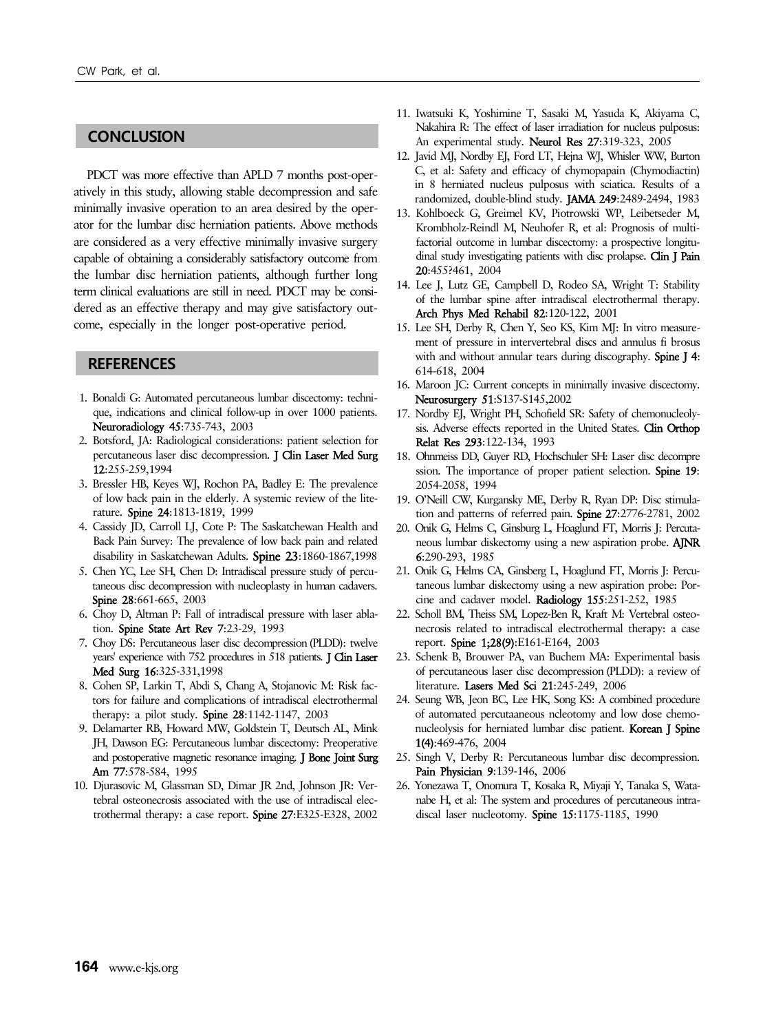## CONCLUSION

PDCT was more effective than APLD 7 months post-operatively in this study, allowing stable decompression and safe minimally invasive operation to an area desired by the operator for the lumbar disc herniation patients. Above methods are considered as a very effective minimally invasive surgery capable of obtaining a considerably satisfactory outcome from the lumbar disc herniation patients, although further long term clinical evaluations are still in need. PDCT may be considered as an effective therapy and may give satisfactory outcome, especially in the longer post-operative period.

## REFERENCES

1. Bonaldi G: Automated percutaneous lumbar discectomy: technique, indications and clinical follow-up in over 1000 patients. **Neuroradiology 45**:735-743, 2003
2. Botsford, JA: Radiological considerations: patient selection for percutaneous laser disc decompression. **J Clin Laser Med Surg 12**:255-259,1994
3. Bressler HB, Keyes WJ, Rochon PA, Badley E: The prevalence of low back pain in the elderly. A systemic review of the literature. **Spine 24**:1813-1819, 1999
4. Cassidy JD, Carroll LJ, Cote P: The Saskatchewan Health and Back Pain Survey: The prevalence of low back pain and related disability in Saskatchewan Adults. **Spine 23**:1860-1867,1998
5. Chen YC, Lee SH, Chen D: Intradiscal pressure study of percutaneous disc decompression with nucleoplasty in human cadavers. **Spine 28**:661-665, 2003
6. Choy D, Altman P: Fall of intradiscal pressure with laser ablation. **Spine State Art Rev 7**:23-29, 1993
7. Choy DS: Percutaneous laser disc decompression (PLDD): twelve years' experience with 752 procedures in 518 patients. **J Clin Laser Med Surg 16**:325-331,1998
8. Cohen SP, Larkin T, Abdi S, Chang A, Stojanovic M: Risk factors for failure and complications of intradiscal electrothermal therapy: a pilot study. **Spine 28**:1142-1147, 2003
9. Delamarter RB, Howard MW, Goldstein T, Deutsch AL, Mink JH, Dawson EG: Percutaneous lumbar discectomy: Preoperative and postoperative magnetic resonance imaging. **J Bone Joint Surg Am 77**:578-584, 1995
10. Djurasovic M, Glassman SD, Dimar JR 2nd, Johnson JR: Vertebral osteonecrosis associated with the use of intradiscal electrothermal therapy: a case report. **Spine 27**:E325-E328, 2002
11. Iwatsuki K, Yoshimine T, Sasaki M, Yasuda K, Akiyama C, Nakahira R: The effect of laser irradiation for nucleus pulposus: An experimental study. **Neurol Res 27**:319-323, 2005
12. Javid MJ, Nordby EJ, Ford LT, Hejna WJ, Whisler WW, Burton C, et al: Safety and efficacy of chymopapain (Chymodiactin) in 8 herniated nucleus pulposus with sciatica. Results of a randomized, double-blind study. **JAMA 249**:2489-2494, 1983
13. Kohlboeck G, Greimel KV, Piotrowski WP, Leibetseder M, Krombholz-Reindl M, Neuhofer R, et al: Prognosis of multifactorial outcome in lumbar discectomy: a prospective longitudinal study investigating patients with disc prolapse. **Clin J Pain 20**:455?461, 2004
14. Lee J, Lutz GE, Campbell D, Rodeo SA, Wright T: Stability of the lumbar spine after intradiscal electrothermal therapy. **Arch Phys Med Rehabil 82**:120-122, 2001
15. Lee SH, Derby R, Chen Y, Seo KS, Kim MJ: In vitro measurement of pressure in intervertebral discs and annulus fi brosus with and without annular tears during discography. **Spine J 4**: 614-618, 2004
16. Maroon JC: Current concepts in minimally invasive discectomy. **Neurosurgery 51**:S137-S145,2002
17. Nordby EJ, Wright PH, Schofield SR: Safety of chemonucleolysis. Adverse effects reported in the United States. **Clin Orthop Relat Res 293**:122-134, 1993
18. Ohnmeiss DD, Guyer RD, Hochschuler SH: Laser disc decompression. The importance of proper patient selection. **Spine 19**: 2054-2058, 1994
19. O'Neill CW, Kurgansky ME, Derby R, Ryan DP: Disc stimulation and patterns of referred pain. **Spine 27**:2776-2781, 2002
20. Onik G, Helms C, Ginsburg L, Hoaglund FT, Morris J: Percutaneous lumbar diskectomy using a new aspiration probe. **AJNR 6**:290-293, 1985
21. Onik G, Helms CA, Ginsberg L, Hoaglund FT, Morris J: Percutaneous lumbar diskectomy using a new aspiration probe: Porcine and cadaver model. **Radiology 155**:251-252, 1985
22. Scholl BM, Theiss SM, Lopez-Ben R, Kraft M: Vertebral osteonecrosis related to intradiscal electrothermal therapy: a case report. **Spine 1;28(9)**:E161-E164, 2003
23. Schenk B, Brouwer PA, van Buchem MA: Experimental basis of percutaneous laser disc decompression (PLDD): a review of literature. **Lasers Med Sci 21**:245-249, 2006
24. Seung WB, Jeon BC, Lee HK, Song KS: A combined procedure of automated percutaaneous ncleotomy and low dose chemonucleolysis for herniated lumbar disc patient. **Korean J Spine 1(4)**:469-476, 2004
25. Singh V, Derby R: Percutaneous lumbar disc decompression. **Pain Physician 9**:139-146, 2006
26. Yonezawa T, Onomura T, Kosaka R, Miyaji Y, Tanaka S, Watanabe H, et al: The system and procedures of percutaneous intradiscal laser nucleotomy. **Spine 15**:1175-1185, 1990